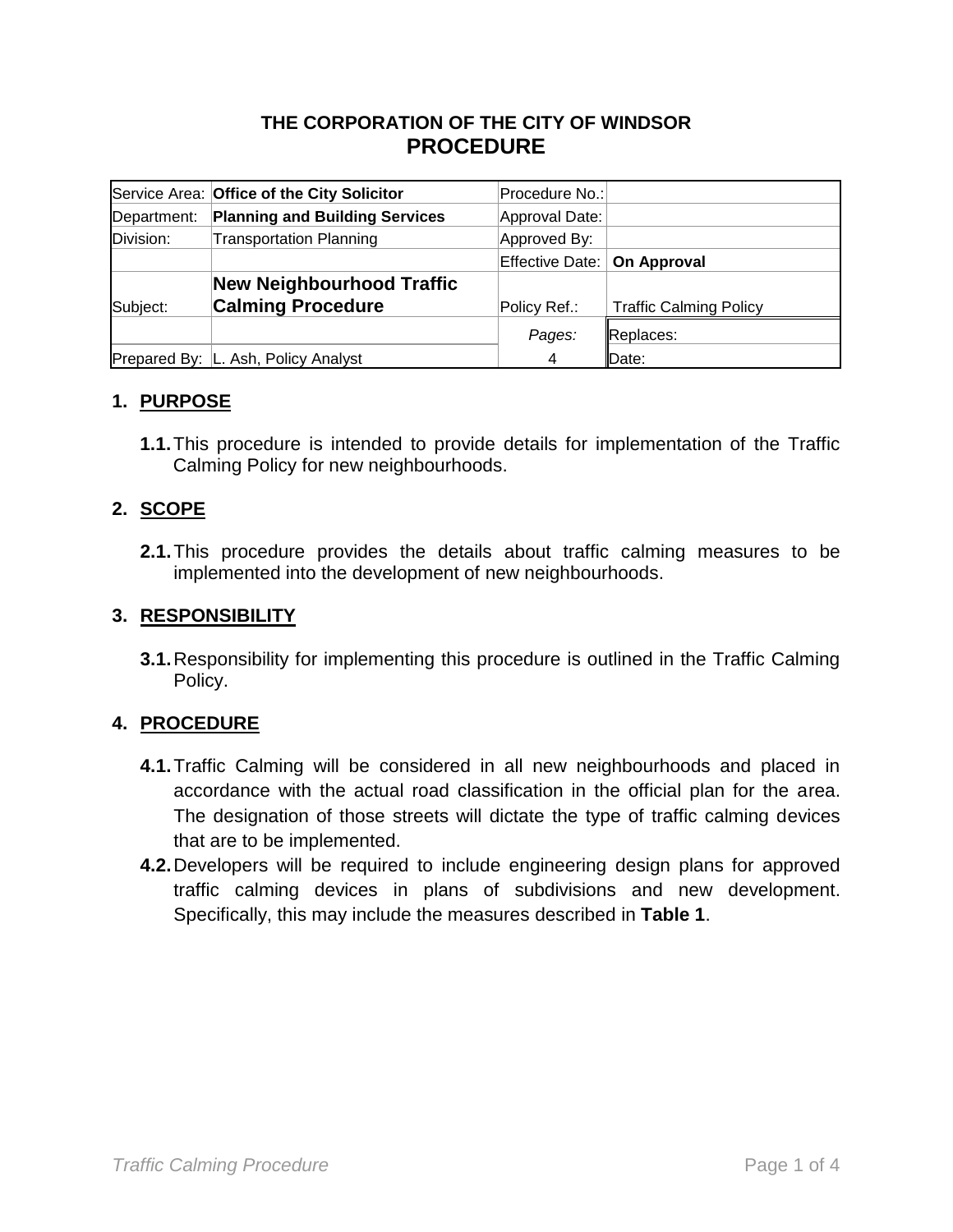**THE CORPORATION OF THE CITY OF WINDSOR**

# PROCEDURE

| | | | |
|---|---|---|---|
| Service Area: | **Office of the City Solicitor** | Procedure No.: | |
| Department: | **Planning and Building Services** | Approval Date: | |
| Division: | Transportation Planning | Approved By: | |
| | | Effective Date: | **On Approval** |
| Subject: | **New Neighbourhood Traffic Calming Procedure** | Policy Ref.: | Traffic Calming Policy |
| | | *Pages:* | Replaces: |
| Prepared By: | L. Ash, Policy Analyst | 4 | Date: |

## 1. PURPOSE

**1.1.** This procedure is intended to provide details for implementation of the Traffic Calming Policy for new neighbourhoods.

## 2. SCOPE

**2.1.** This procedure provides the details about traffic calming measures to be implemented into the development of new neighbourhoods.

## 3. RESPONSIBILITY

**3.1.** Responsibility for implementing this procedure is outlined in the Traffic Calming Policy.

## 4. PROCEDURE

**4.1.** Traffic Calming will be considered in all new neighbourhoods and placed in accordance with the actual road classification in the official plan for the area. The designation of those streets will dictate the type of traffic calming devices that are to be implemented.

**4.2.** Developers will be required to include engineering design plans for approved traffic calming devices in plans of subdivisions and new development. Specifically, this may include the measures described in **Table 1**.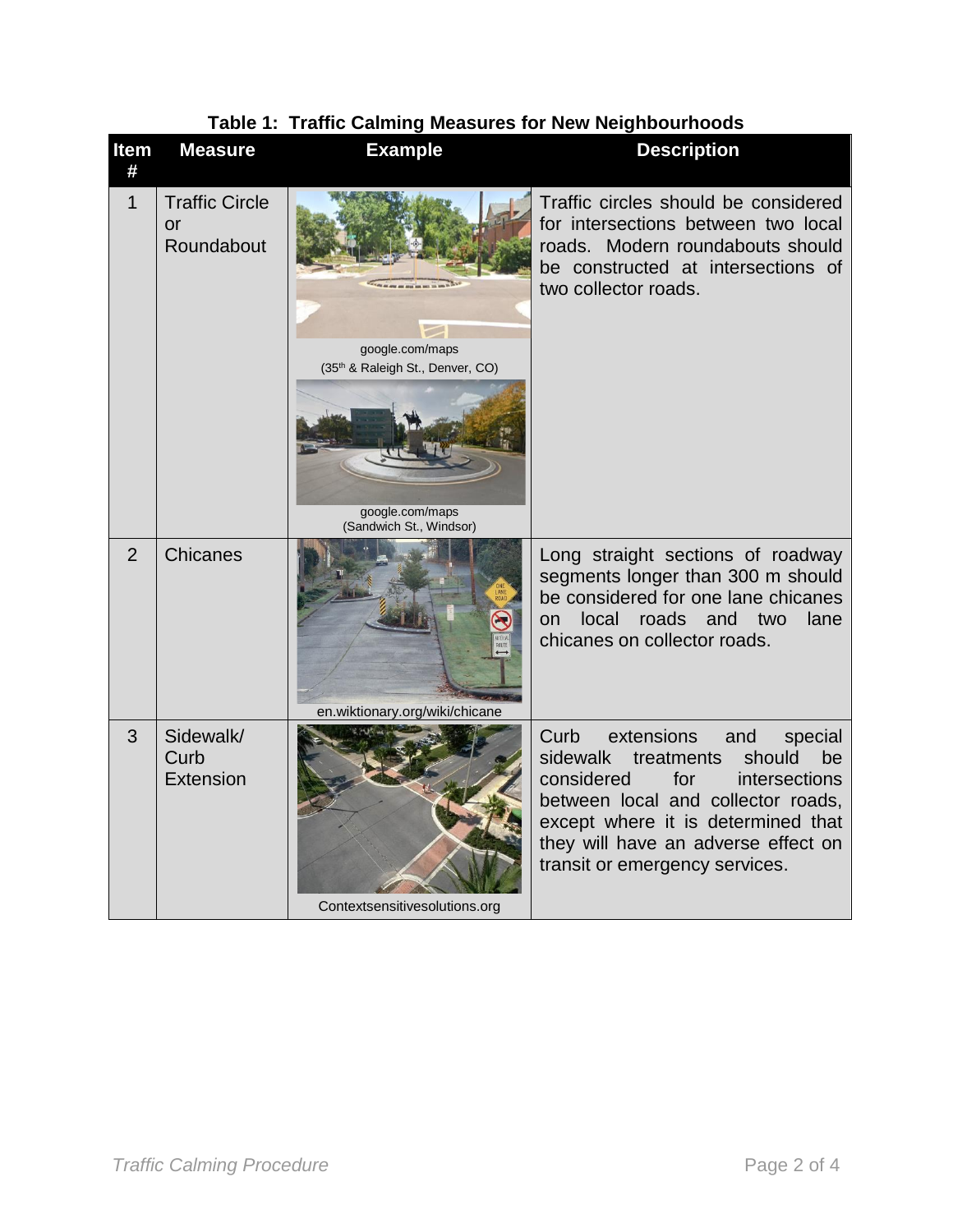**Table 1: Traffic Calming Measures for New Neighbourhoods**

| Item # | Measure | Example | Description |
|---|---|---|---|
| 1 | Traffic Circle or Roundabout | google.com/maps (35th & Raleigh St., Denver, CO) google.com/maps (Sandwich St., Windsor) | Traffic circles should be considered for intersections between two local roads. Modern roundabouts should be constructed at intersections of two collector roads. |
| 2 | Chicanes | en.wiktionary.org/wiki/chicane | Long straight sections of roadway segments longer than 300 m should be considered for one lane chicanes on local roads and two lane chicanes on collector roads. |
| 3 | Sidewalk/ Curb Extension | Contextsensitivesolutions.org | Curb extensions and special sidewalk treatments should be considered for intersections between local and collector roads, except where it is determined that they will have an adverse effect on transit or emergency services. |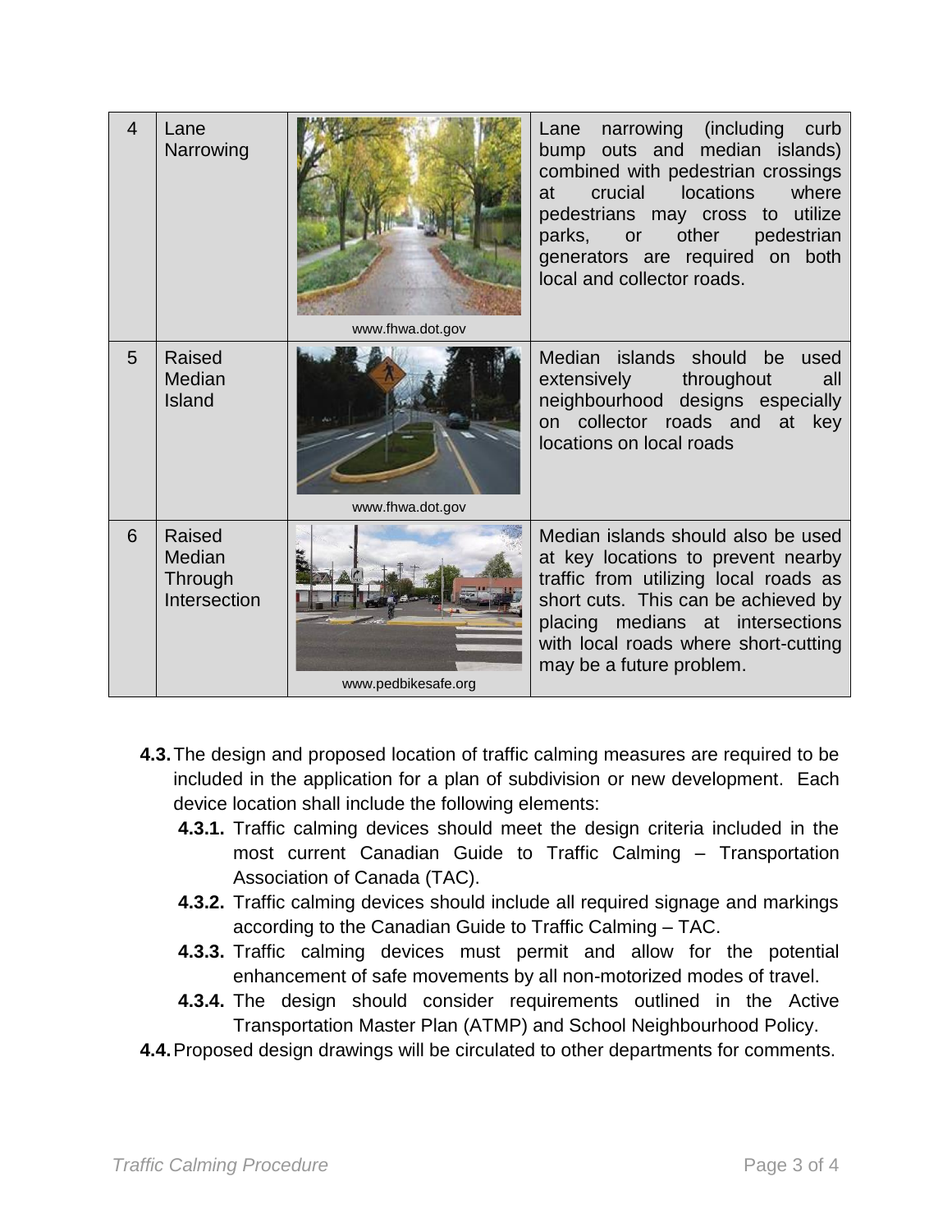| 4 | Lane Narrowing | www.fhwa.dot.gov | Lane narrowing (including curb bump outs and median islands) combined with pedestrian crossings at crucial locations where pedestrians may cross to utilize parks, or other pedestrian generators are required on both local and collector roads. |
|---|---|---|---|
| 5 | Raised Median Island | www.fhwa.dot.gov | Median islands should be used extensively throughout all neighbourhood designs especially on collector roads and at key locations on local roads |
| 6 | Raised Median Through Intersection | www.pedbikesafe.org | Median islands should also be used at key locations to prevent nearby traffic from utilizing local roads as short cuts. This can be achieved by placing medians at intersections with local roads where short-cutting may be a future problem. |

**4.3.** The design and proposed location of traffic calming measures are required to be included in the application for a plan of subdivision or new development. Each device location shall include the following elements:

- **4.3.1.** Traffic calming devices should meet the design criteria included in the most current Canadian Guide to Traffic Calming – Transportation Association of Canada (TAC).
- **4.3.2.** Traffic calming devices should include all required signage and markings according to the Canadian Guide to Traffic Calming – TAC.
- **4.3.3.** Traffic calming devices must permit and allow for the potential enhancement of safe movements by all non-motorized modes of travel.
- **4.3.4.** The design should consider requirements outlined in the Active Transportation Master Plan (ATMP) and School Neighbourhood Policy.

**4.4.** Proposed design drawings will be circulated to other departments for comments.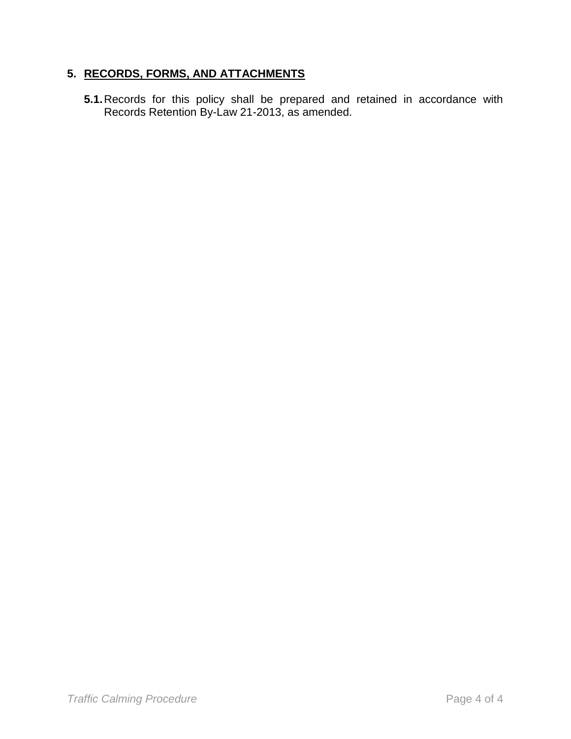## 5. RECORDS, FORMS, AND ATTACHMENTS

**5.1.** Records for this policy shall be prepared and retained in accordance with Records Retention By-Law 21-2013, as amended.